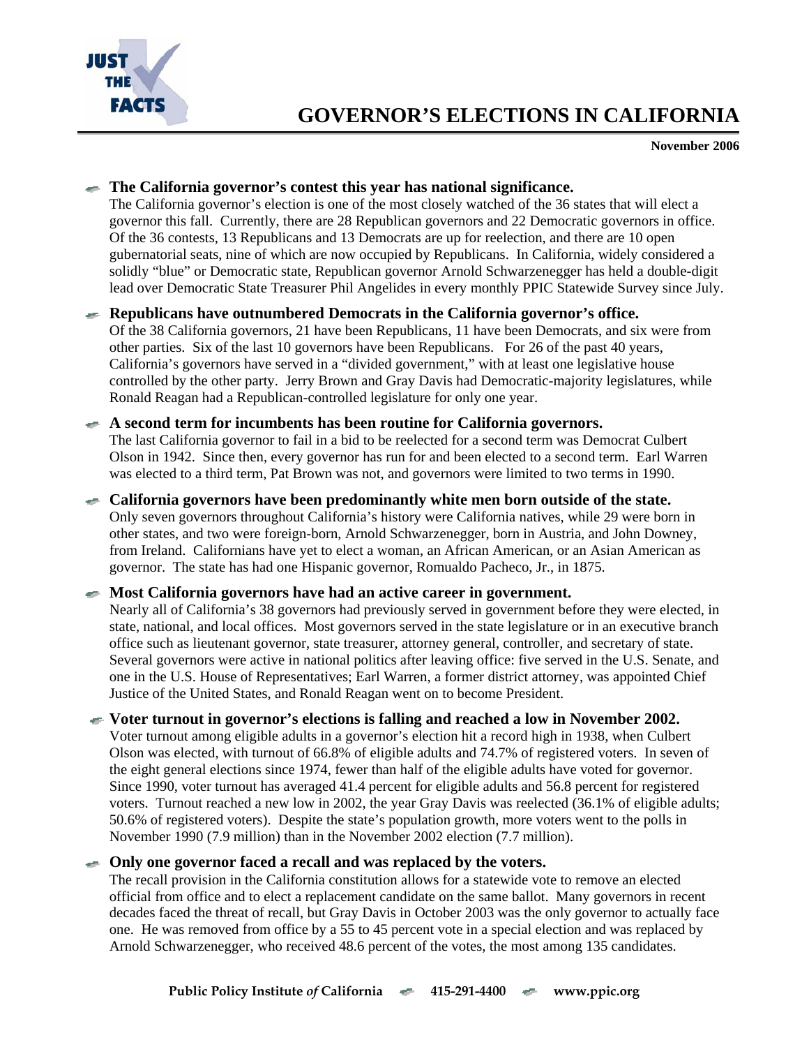# GOVERNOR'S ELECTIONS IN CALIFORNIA

**November 2006**

### The California governor's contest this year has national significance.

The California governor's election is one of the most closely watched of the 36 states that will elect a governor this fall. Currently, there are 28 Republican governors and 22 Democratic governors in office. Of the 36 contests, 13 Republicans and 13 Democrats are up for reelection, and there are 10 open gubernatorial seats, nine of which are now occupied by Republicans. In California, widely considered a solidly "blue" or Democratic state, Republican governor Arnold Schwarzenegger has held a double-digit lead over Democratic State Treasurer Phil Angelides in every monthly PPIC Statewide Survey since July.

### Republicans have outnumbered Democrats in the California governor's office.

Of the 38 California governors, 21 have been Republicans, 11 have been Democrats, and six were from other parties. Six of the last 10 governors have been Republicans. For 26 of the past 40 years, California's governors have served in a "divided government," with at least one legislative house controlled by the other party. Jerry Brown and Gray Davis had Democratic-majority legislatures, while Ronald Reagan had a Republican-controlled legislature for only one year.

### A second term for incumbents has been routine for California governors.

The last California governor to fail in a bid to be reelected for a second term was Democrat Culbert Olson in 1942. Since then, every governor has run for and been elected to a second term. Earl Warren was elected to a third term, Pat Brown was not, and governors were limited to two terms in 1990.

### California governors have been predominantly white men born outside of the state.

Only seven governors throughout California's history were California natives, while 29 were born in other states, and two were foreign-born, Arnold Schwarzenegger, born in Austria, and John Downey, from Ireland. Californians have yet to elect a woman, an African American, or an Asian American as governor. The state has had one Hispanic governor, Romualdo Pacheco, Jr., in 1875.

### Most California governors have had an active career in government.

Nearly all of California's 38 governors had previously served in government before they were elected, in state, national, and local offices. Most governors served in the state legislature or in an executive branch office such as lieutenant governor, state treasurer, attorney general, controller, and secretary of state. Several governors were active in national politics after leaving office: five served in the U.S. Senate, and one in the U.S. House of Representatives; Earl Warren, a former district attorney, was appointed Chief Justice of the United States, and Ronald Reagan went on to become President.

### Voter turnout in governor's elections is falling and reached a low in November 2002.

Voter turnout among eligible adults in a governor's election hit a record high in 1938, when Culbert Olson was elected, with turnout of 66.8% of eligible adults and 74.7% of registered voters. In seven of the eight general elections since 1974, fewer than half of the eligible adults have voted for governor. Since 1990, voter turnout has averaged 41.4 percent for eligible adults and 56.8 percent for registered voters. Turnout reached a new low in 2002, the year Gray Davis was reelected (36.1% of eligible adults; 50.6% of registered voters). Despite the state's population growth, more voters went to the polls in November 1990 (7.9 million) than in the November 2002 election (7.7 million).

### Only one governor faced a recall and was replaced by the voters.

The recall provision in the California constitution allows for a statewide vote to remove an elected official from office and to elect a replacement candidate on the same ballot. Many governors in recent decades faced the threat of recall, but Gray Davis in October 2003 was the only governor to actually face one. He was removed from office by a 55 to 45 percent vote in a special election and was replaced by Arnold Schwarzenegger, who received 48.6 percent of the votes, the most among 135 candidates.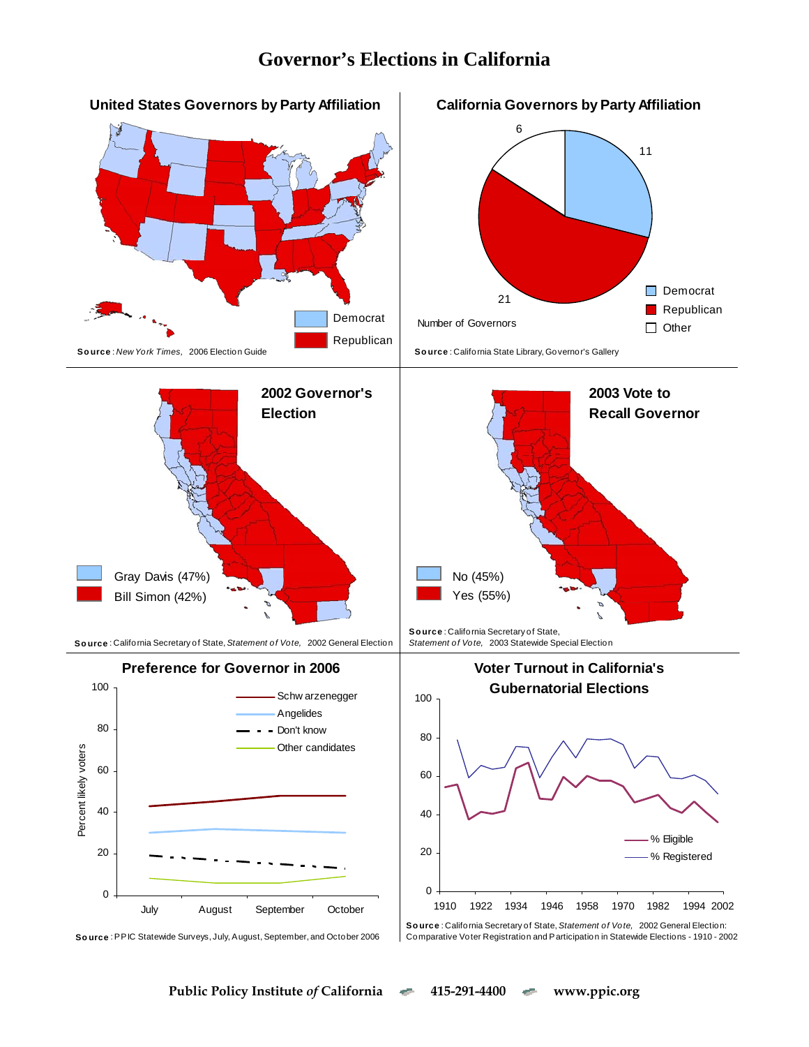# Governor's Elections in California

## United States Governors by Party Affiliation

Democrat

Republican

**Source**: *New York Times*, 2006 Election Guide

## California Governors by Party Affiliation

6

11

21

Number of Governors

Democrat

Republican

Other

**Source**: California State Library, Governor's Gallery

## 2002 Governor's Election

Gray Davis (47%)

Bill Simon (42%)

**Source**: California Secretary of State, *Statement of Vote*, 2002 General Election

## 2003 Vote to Recall Governor

No (45%)

Yes (55%)

**Source**: California Secretary of State, *Statement of Vote*, 2003 Statewide Special Election

## Preference for Governor in 2006

Percent likely voters

100
80
60
40
20
0

July August September October

Schwarzenegger

Angelides

Don't know

Other candidates

**Source**: PPIC Statewide Surveys, July, August, September, and October 2006

## Voter Turnout in California's Gubernatorial Elections

100
80
60
40
20
0

1910 1922 1934 1946 1958 1970 1982 1994 2002

% Eligible

% Registered

**Source**: California Secretary of State, *Statement of Vote*, 2002 General Election: Comparative Voter Registration and Participation in Statewide Elections - 1910 - 2002

Public Policy Institute *of* California 415-291-4400 www.ppic.org